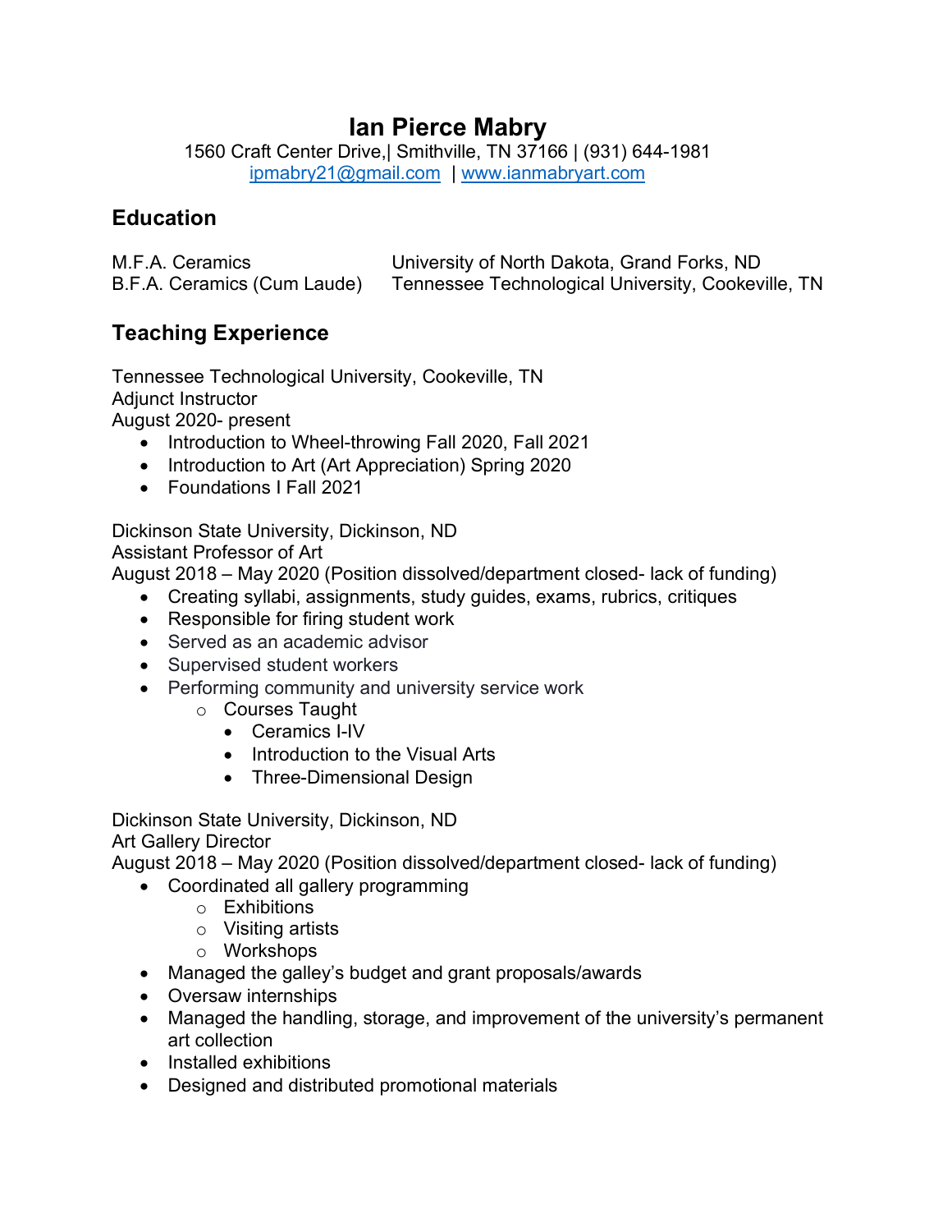# Ian Pierce Mabry

1560 Craft Center Drive,| Smithville, TN 37166 | (931) 644-1981
ipmabry21@gmail.com | www.ianmabryart.com

## Education

M.F.A. Ceramics — University of North Dakota, Grand Forks, ND
B.F.A. Ceramics (Cum Laude) — Tennessee Technological University, Cookeville, TN

## Teaching Experience

Tennessee Technological University, Cookeville, TN
Adjunct Instructor
August 2020- present

- Introduction to Wheel-throwing Fall 2020, Fall 2021
- Introduction to Art (Art Appreciation) Spring 2020
- Foundations I Fall 2021

Dickinson State University, Dickinson, ND
Assistant Professor of Art
August 2018 – May 2020 (Position dissolved/department closed- lack of funding)

- Creating syllabi, assignments, study guides, exams, rubrics, critiques
- Responsible for firing student work
- Served as an academic advisor
- Supervised student workers
- Performing community and university service work
    - Courses Taught
        - Ceramics I-IV
        - Introduction to the Visual Arts
        - Three-Dimensional Design

Dickinson State University, Dickinson, ND
Art Gallery Director
August 2018 – May 2020 (Position dissolved/department closed- lack of funding)

- Coordinated all gallery programming
    - Exhibitions
    - Visiting artists
    - Workshops
- Managed the galley's budget and grant proposals/awards
- Oversaw internships
- Managed the handling, storage, and improvement of the university's permanent art collection
- Installed exhibitions
- Designed and distributed promotional materials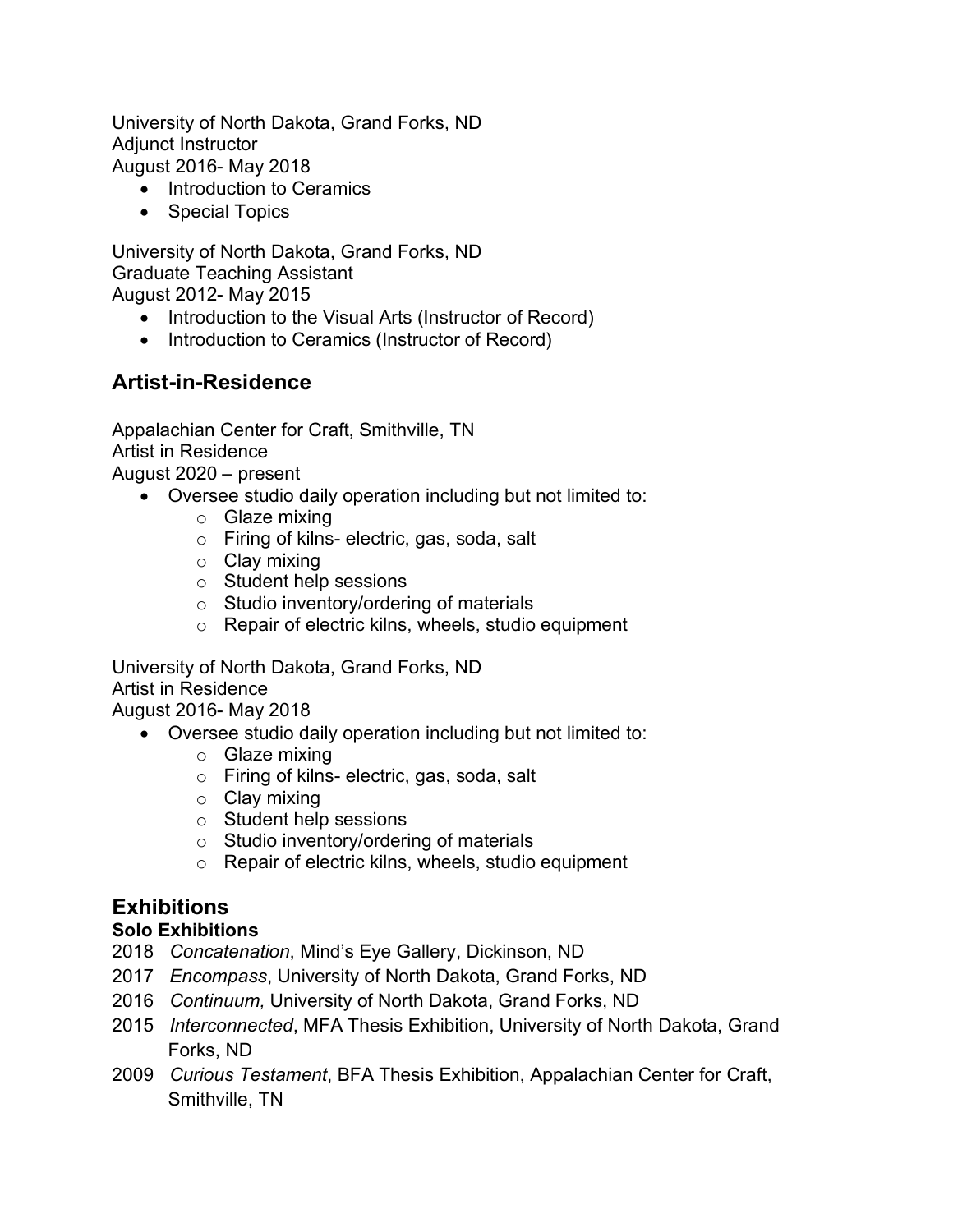University of North Dakota, Grand Forks, ND
Adjunct Instructor
August 2016- May 2018

- Introduction to Ceramics
- Special Topics

University of North Dakota, Grand Forks, ND
Graduate Teaching Assistant
August 2012- May 2015

- Introduction to the Visual Arts (Instructor of Record)
- Introduction to Ceramics (Instructor of Record)

## Artist-in-Residence

Appalachian Center for Craft, Smithville, TN
Artist in Residence
August 2020 – present

- Oversee studio daily operation including but not limited to:
  - Glaze mixing
  - Firing of kilns- electric, gas, soda, salt
  - Clay mixing
  - Student help sessions
  - Studio inventory/ordering of materials
  - Repair of electric kilns, wheels, studio equipment

University of North Dakota, Grand Forks, ND
Artist in Residence
August 2016- May 2018

- Oversee studio daily operation including but not limited to:
  - Glaze mixing
  - Firing of kilns- electric, gas, soda, salt
  - Clay mixing
  - Student help sessions
  - Studio inventory/ordering of materials
  - Repair of electric kilns, wheels, studio equipment

## Exhibitions

### Solo Exhibitions

2018 *Concatenation*, Mind's Eye Gallery, Dickinson, ND
2017 *Encompass*, University of North Dakota, Grand Forks, ND
2016 *Continuum,* University of North Dakota, Grand Forks, ND
2015 *Interconnected*, MFA Thesis Exhibition, University of North Dakota, Grand Forks, ND
2009 *Curious Testament*, BFA Thesis Exhibition, Appalachian Center for Craft, Smithville, TN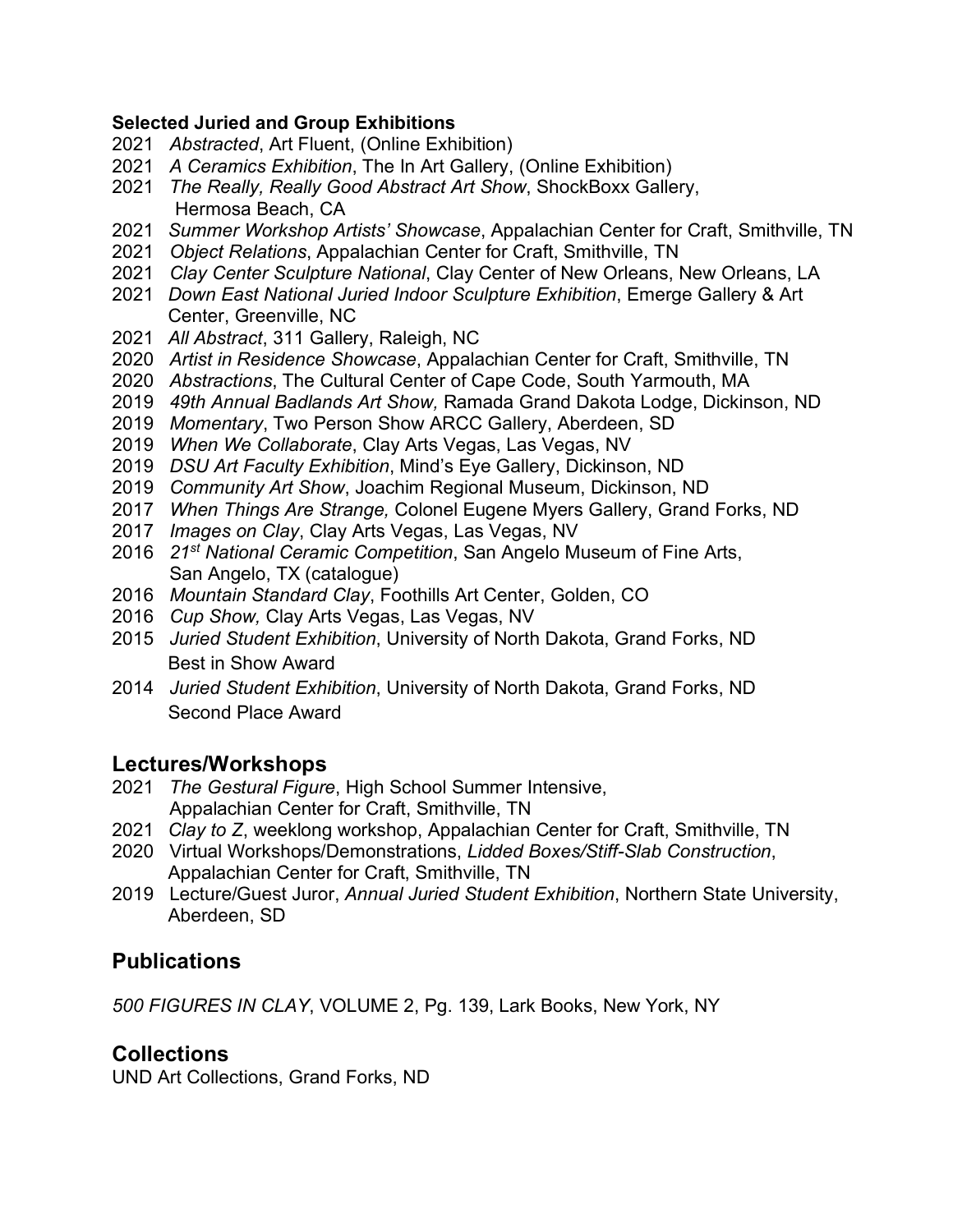**Selected Juried and Group Exhibitions**

2021 *Abstracted*, Art Fluent, (Online Exhibition)
2021 *A Ceramics Exhibition*, The In Art Gallery, (Online Exhibition)
2021 *The Really, Really Good Abstract Art Show*, ShockBoxx Gallery, Hermosa Beach, CA
2021 *Summer Workshop Artists' Showcase*, Appalachian Center for Craft, Smithville, TN
2021 *Object Relations*, Appalachian Center for Craft, Smithville, TN
2021 *Clay Center Sculpture National*, Clay Center of New Orleans, New Orleans, LA
2021 *Down East National Juried Indoor Sculpture Exhibition*, Emerge Gallery & Art Center, Greenville, NC
2021 *All Abstract*, 311 Gallery, Raleigh, NC
2020 *Artist in Residence Showcase*, Appalachian Center for Craft, Smithville, TN
2020 *Abstractions*, The Cultural Center of Cape Code, South Yarmouth, MA
2019 *49th Annual Badlands Art Show,* Ramada Grand Dakota Lodge, Dickinson, ND
2019 *Momentary*, Two Person Show ARCC Gallery, Aberdeen, SD
2019 *When We Collaborate*, Clay Arts Vegas, Las Vegas, NV
2019 *DSU Art Faculty Exhibition*, Mind's Eye Gallery, Dickinson, ND
2019 *Community Art Show*, Joachim Regional Museum, Dickinson, ND
2017 *When Things Are Strange,* Colonel Eugene Myers Gallery, Grand Forks, ND
2017 *Images on Clay*, Clay Arts Vegas, Las Vegas, NV
2016 *21st National Ceramic Competition*, San Angelo Museum of Fine Arts, San Angelo, TX (catalogue)
2016 *Mountain Standard Clay*, Foothills Art Center, Golden, CO
2016 *Cup Show,* Clay Arts Vegas, Las Vegas, NV
2015 *Juried Student Exhibition*, University of North Dakota, Grand Forks, ND
Best in Show Award
2014 *Juried Student Exhibition*, University of North Dakota, Grand Forks, ND
Second Place Award

## Lectures/Workshops

2021 *The Gestural Figure*, High School Summer Intensive, Appalachian Center for Craft, Smithville, TN
2021 *Clay to Z*, weeklong workshop, Appalachian Center for Craft, Smithville, TN
2020 Virtual Workshops/Demonstrations, *Lidded Boxes/Stiff-Slab Construction*, Appalachian Center for Craft, Smithville, TN
2019 Lecture/Guest Juror, *Annual Juried Student Exhibition*, Northern State University, Aberdeen, SD

## Publications

*500 FIGURES IN CLAY*, VOLUME 2, Pg. 139, Lark Books, New York, NY

## Collections

UND Art Collections, Grand Forks, ND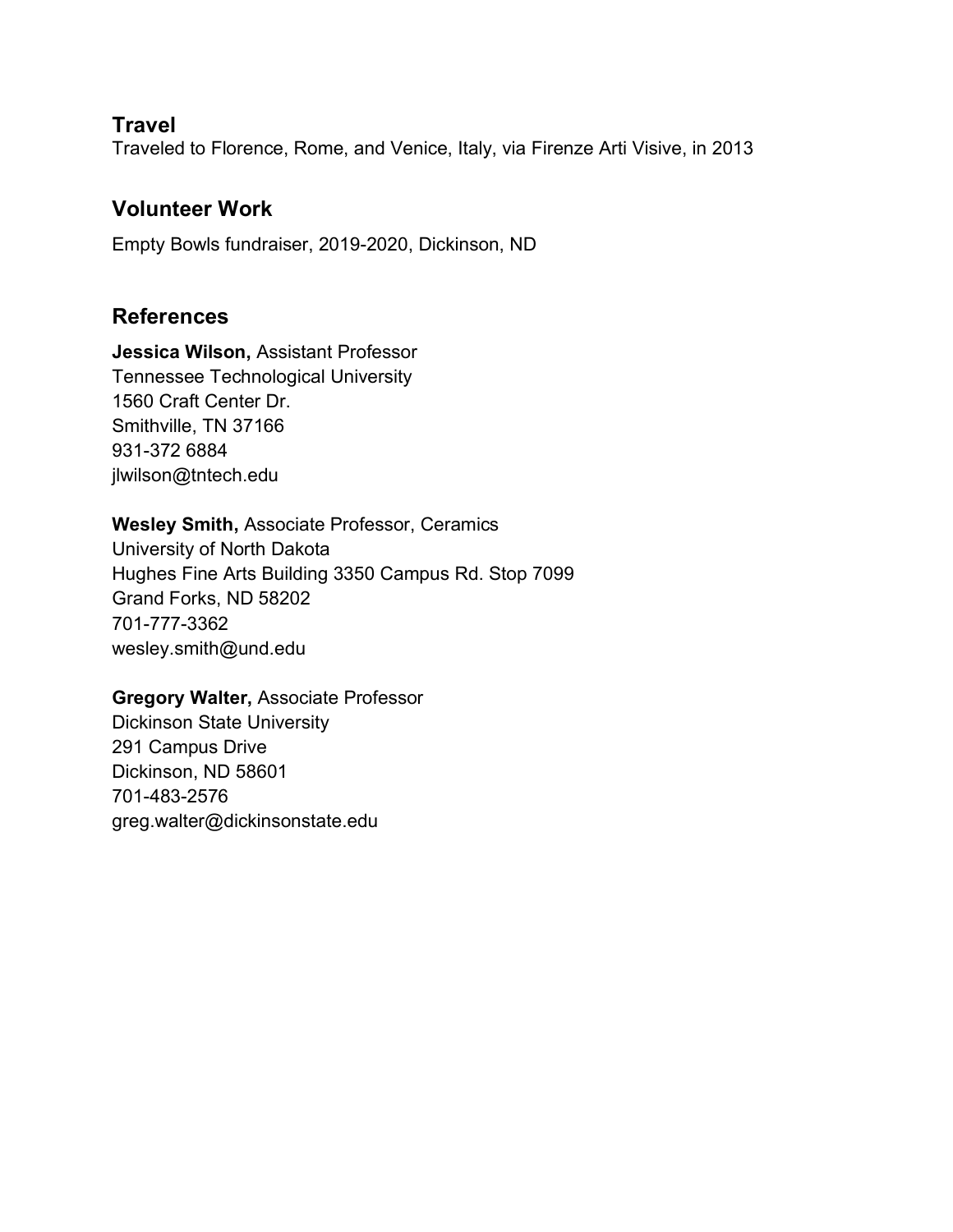## Travel

Traveled to Florence, Rome, and Venice, Italy, via Firenze Arti Visive, in 2013

## Volunteer Work

Empty Bowls fundraiser, 2019-2020, Dickinson, ND

## References

**Jessica Wilson,** Assistant Professor
Tennessee Technological University
1560 Craft Center Dr.
Smithville, TN 37166
931-372 6884
jlwilson@tntech.edu

**Wesley Smith,** Associate Professor, Ceramics
University of North Dakota
Hughes Fine Arts Building 3350 Campus Rd. Stop 7099
Grand Forks, ND 58202
701-777-3362
wesley.smith@und.edu

**Gregory Walter,** Associate Professor
Dickinson State University
291 Campus Drive
Dickinson, ND 58601
701-483-2576
greg.walter@dickinsonstate.edu